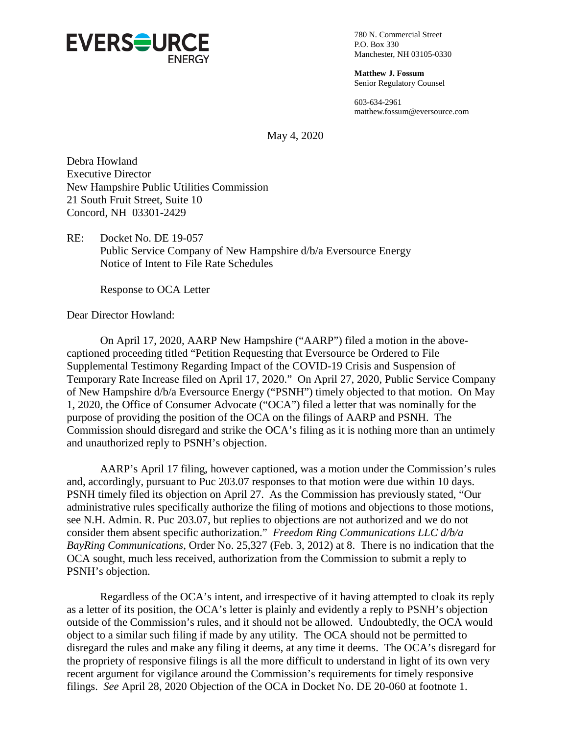**EVERSOURCE**
ENERGY

780 N. Commercial Street
P.O. Box 330
Manchester, NH 03105-0330

**Matthew J. Fossum**
Senior Regulatory Counsel

603-634-2961
matthew.fossum@eversource.com

May 4, 2020

Debra Howland
Executive Director
New Hampshire Public Utilities Commission
21 South Fruit Street, Suite 10
Concord, NH 03301-2429

RE: Docket No. DE 19-057
Public Service Company of New Hampshire d/b/a Eversource Energy
Notice of Intent to File Rate Schedules

Response to OCA Letter

Dear Director Howland:

On April 17, 2020, AARP New Hampshire ("AARP") filed a motion in the above-captioned proceeding titled "Petition Requesting that Eversource be Ordered to File Supplemental Testimony Regarding Impact of the COVID-19 Crisis and Suspension of Temporary Rate Increase filed on April 17, 2020." On April 27, 2020, Public Service Company of New Hampshire d/b/a Eversource Energy ("PSNH") timely objected to that motion. On May 1, 2020, the Office of Consumer Advocate ("OCA") filed a letter that was nominally for the purpose of providing the position of the OCA on the filings of AARP and PSNH. The Commission should disregard and strike the OCA's filing as it is nothing more than an untimely and unauthorized reply to PSNH's objection.

AARP's April 17 filing, however captioned, was a motion under the Commission's rules and, accordingly, pursuant to Puc 203.07 responses to that motion were due within 10 days. PSNH timely filed its objection on April 27. As the Commission has previously stated, "Our administrative rules specifically authorize the filing of motions and objections to those motions, see N.H. Admin. R. Puc 203.07, but replies to objections are not authorized and we do not consider them absent specific authorization." *Freedom Ring Communications LLC d/b/a BayRing Communications*, Order No. 25,327 (Feb. 3, 2012) at 8. There is no indication that the OCA sought, much less received, authorization from the Commission to submit a reply to PSNH's objection.

Regardless of the OCA's intent, and irrespective of it having attempted to cloak its reply as a letter of its position, the OCA's letter is plainly and evidently a reply to PSNH's objection outside of the Commission's rules, and it should not be allowed. Undoubtedly, the OCA would object to a similar such filing if made by any utility. The OCA should not be permitted to disregard the rules and make any filing it deems, at any time it deems. The OCA's disregard for the propriety of responsive filings is all the more difficult to understand in light of its own very recent argument for vigilance around the Commission's requirements for timely responsive filings. *See* April 28, 2020 Objection of the OCA in Docket No. DE 20-060 at footnote 1.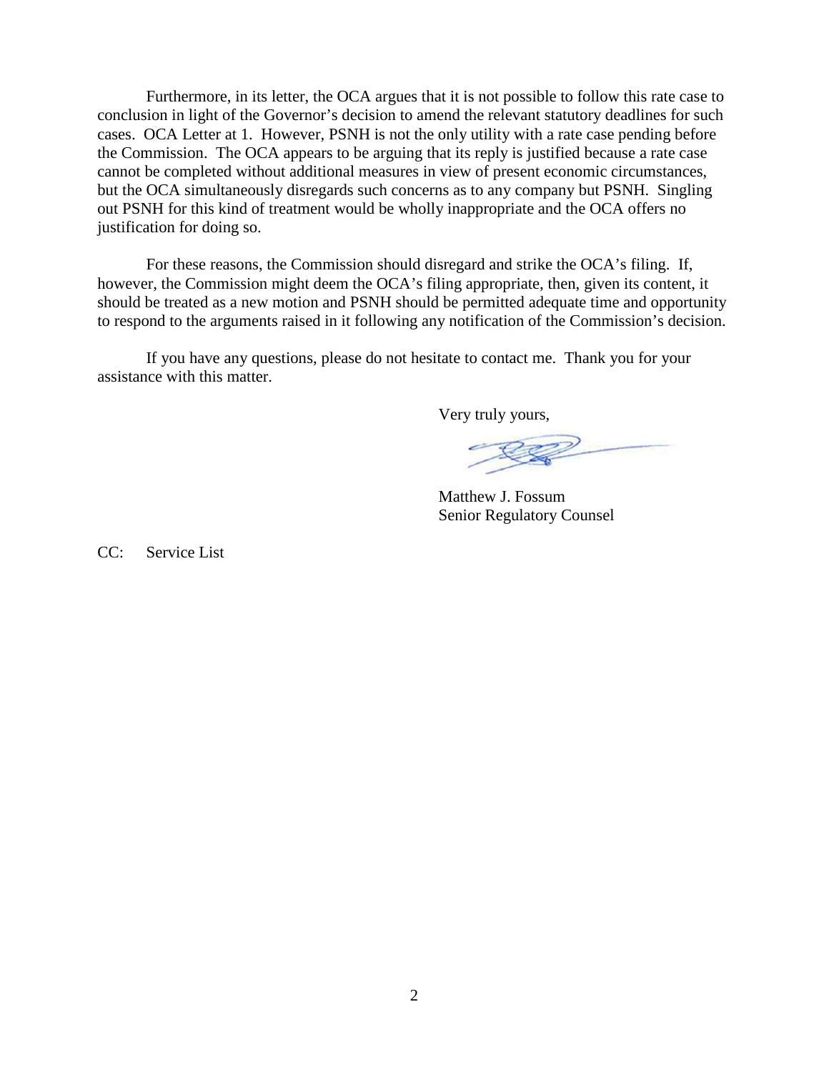Furthermore, in its letter, the OCA argues that it is not possible to follow this rate case to conclusion in light of the Governor's decision to amend the relevant statutory deadlines for such cases. OCA Letter at 1. However, PSNH is not the only utility with a rate case pending before the Commission. The OCA appears to be arguing that its reply is justified because a rate case cannot be completed without additional measures in view of present economic circumstances, but the OCA simultaneously disregards such concerns as to any company but PSNH. Singling out PSNH for this kind of treatment would be wholly inappropriate and the OCA offers no justification for doing so.

For these reasons, the Commission should disregard and strike the OCA's filing. If, however, the Commission might deem the OCA's filing appropriate, then, given its content, it should be treated as a new motion and PSNH should be permitted adequate time and opportunity to respond to the arguments raised in it following any notification of the Commission's decision.

If you have any questions, please do not hesitate to contact me. Thank you for your assistance with this matter.

Very truly yours,

Matthew J. Fossum
Senior Regulatory Counsel

CC: Service List